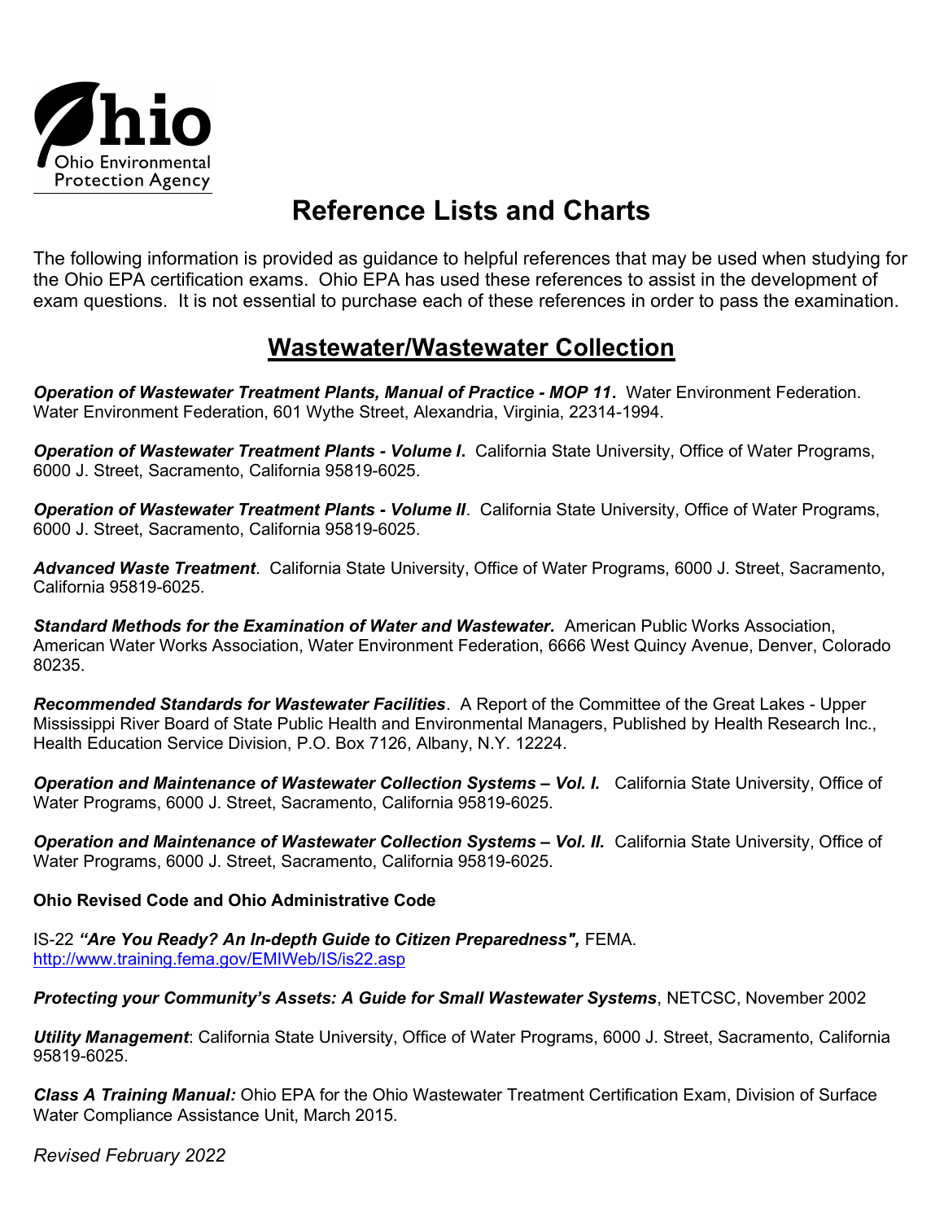Ohio Environmental Protection Agency

# Reference Lists and Charts

The following information is provided as guidance to helpful references that may be used when studying for the Ohio EPA certification exams. Ohio EPA has used these references to assist in the development of exam questions. It is not essential to purchase each of these references in order to pass the examination.

## Wastewater/Wastewater Collection

***Operation of Wastewater Treatment Plants, Manual of Practice - MOP 11*****.** Water Environment Federation. Water Environment Federation, 601 Wythe Street, Alexandria, Virginia, 22314-1994.

***Operation of Wastewater Treatment Plants - Volume I*****.** California State University, Office of Water Programs, 6000 J. Street, Sacramento, California 95819-6025.

***Operation of Wastewater Treatment Plants - Volume II***. California State University, Office of Water Programs, 6000 J. Street, Sacramento, California 95819-6025.

***Advanced Waste Treatment***. California State University, Office of Water Programs, 6000 J. Street, Sacramento, California 95819-6025.

***Standard Methods for the Examination of Water and Wastewater.*** American Public Works Association, American Water Works Association, Water Environment Federation, 6666 West Quincy Avenue, Denver, Colorado 80235.

***Recommended Standards for Wastewater Facilities***. A Report of the Committee of the Great Lakes - Upper Mississippi River Board of State Public Health and Environmental Managers, Published by Health Research Inc., Health Education Service Division, P.O. Box 7126, Albany, N.Y. 12224.

***Operation and Maintenance of Wastewater Collection Systems – Vol. I.*** California State University, Office of Water Programs, 6000 J. Street, Sacramento, California 95819-6025.

***Operation and Maintenance of Wastewater Collection Systems – Vol. II.*** California State University, Office of Water Programs, 6000 J. Street, Sacramento, California 95819-6025.

**Ohio Revised Code and Ohio Administrative Code**

IS-22 ***"Are You Ready? An In-depth Guide to Citizen Preparedness",*** FEMA. http://www.training.fema.gov/EMIWeb/IS/is22.asp

***Protecting your Community's Assets: A Guide for Small Wastewater Systems***, NETCSC, November 2002

***Utility Management***: California State University, Office of Water Programs, 6000 J. Street, Sacramento, California 95819-6025.

***Class A Training Manual:*** Ohio EPA for the Ohio Wastewater Treatment Certification Exam, Division of Surface Water Compliance Assistance Unit, March 2015.

*Revised February 2022*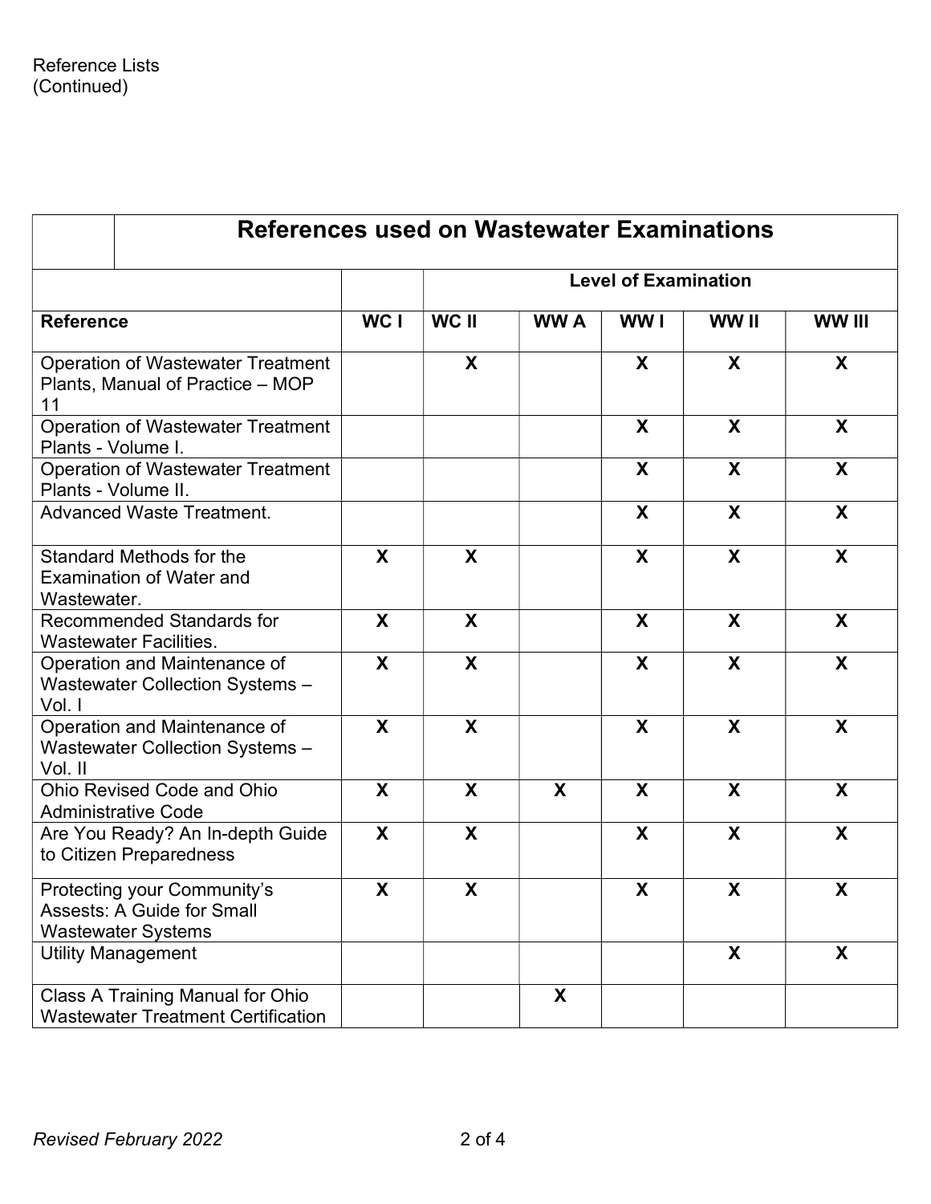Reference Lists
(Continued)

## References used on Wastewater Examinations

| | | Level of Examination | | | | |
|---|---|---|---|---|---|---|
| **Reference** | **WC I** | **WC II** | **WW A** | **WW I** | **WW II** | **WW III** |
| Operation of Wastewater Treatment Plants, Manual of Practice – MOP 11 | | **X** | | **X** | **X** | **X** |
| Operation of Wastewater Treatment Plants - Volume I. | | | | **X** | **X** | **X** |
| Operation of Wastewater Treatment Plants - Volume II. | | | | **X** | **X** | **X** |
| Advanced Waste Treatment. | | | | **X** | **X** | **X** |
| Standard Methods for the Examination of Water and Wastewater. | **X** | **X** | | **X** | **X** | **X** |
| Recommended Standards for Wastewater Facilities. | **X** | **X** | | **X** | **X** | **X** |
| Operation and Maintenance of Wastewater Collection Systems – Vol. I | **X** | **X** | | **X** | **X** | **X** |
| Operation and Maintenance of Wastewater Collection Systems – Vol. II | **X** | **X** | | **X** | **X** | **X** |
| Ohio Revised Code and Ohio Administrative Code | **X** | **X** | **X** | **X** | **X** | **X** |
| Are You Ready? An In-depth Guide to Citizen Preparedness | **X** | **X** | | **X** | **X** | **X** |
| Protecting your Community's Assests: A Guide for Small Wastewater Systems | **X** | **X** | | **X** | **X** | **X** |
| Utility Management | | | | | **X** | **X** |
| Class A Training Manual for Ohio Wastewater Treatment Certification | | | **X** | | | |

*Revised February 2022*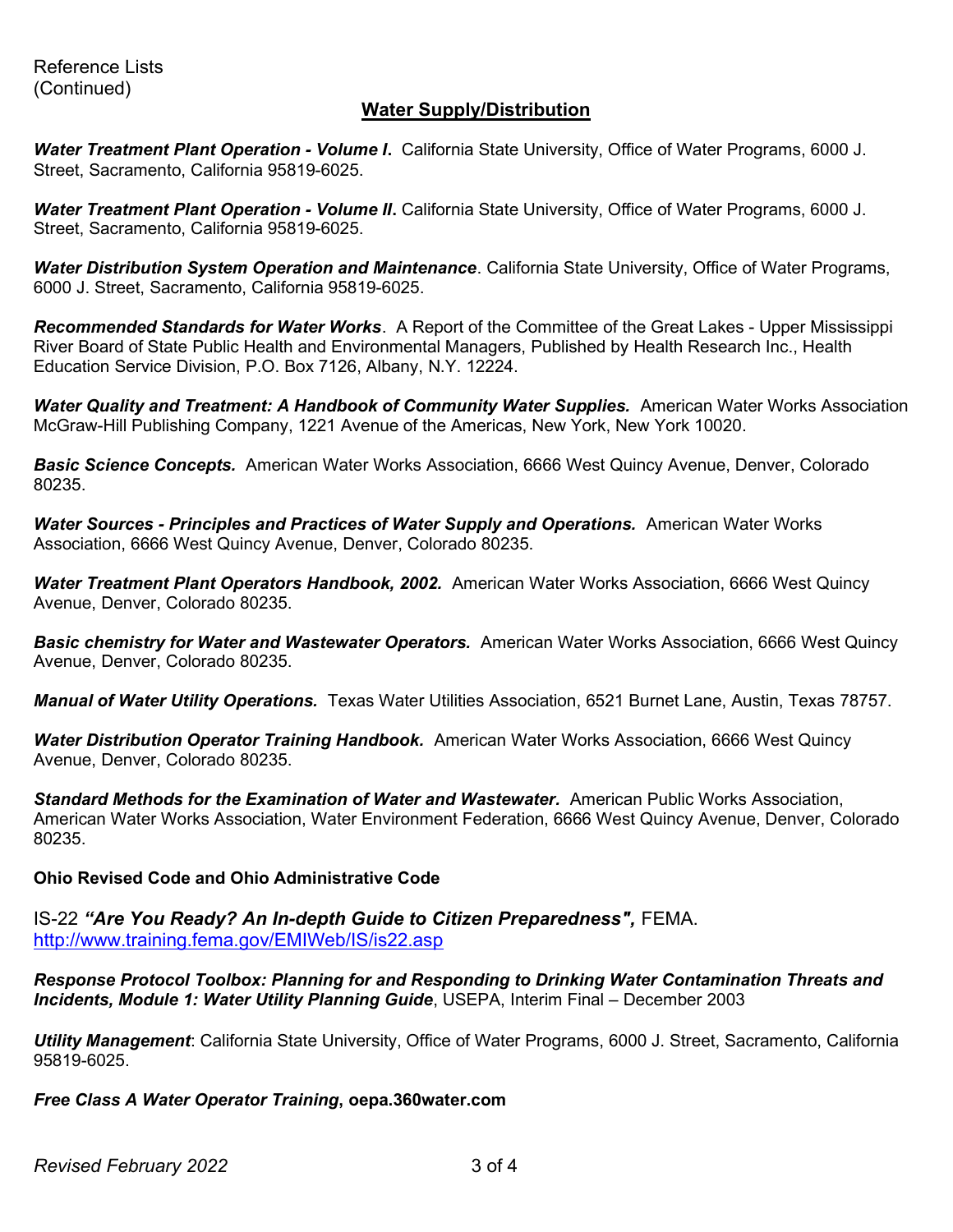Reference Lists
(Continued)

## Water Supply/Distribution

***Water Treatment Plant Operation - Volume I***. California State University, Office of Water Programs, 6000 J. Street, Sacramento, California 95819-6025.

***Water Treatment Plant Operation - Volume II***. California State University, Office of Water Programs, 6000 J. Street, Sacramento, California 95819-6025.

***Water Distribution System Operation and Maintenance***. California State University, Office of Water Programs, 6000 J. Street, Sacramento, California 95819-6025.

***Recommended Standards for Water Works***. A Report of the Committee of the Great Lakes - Upper Mississippi River Board of State Public Health and Environmental Managers, Published by Health Research Inc., Health Education Service Division, P.O. Box 7126, Albany, N.Y. 12224.

***Water Quality and Treatment: A Handbook of Community Water Supplies.*** American Water Works Association McGraw-Hill Publishing Company, 1221 Avenue of the Americas, New York, New York 10020.

***Basic Science Concepts.*** American Water Works Association, 6666 West Quincy Avenue, Denver, Colorado 80235.

***Water Sources - Principles and Practices of Water Supply and Operations.*** American Water Works Association, 6666 West Quincy Avenue, Denver, Colorado 80235.

***Water Treatment Plant Operators Handbook, 2002.*** American Water Works Association, 6666 West Quincy Avenue, Denver, Colorado 80235.

***Basic chemistry for Water and Wastewater Operators.*** American Water Works Association, 6666 West Quincy Avenue, Denver, Colorado 80235.

***Manual of Water Utility Operations.*** Texas Water Utilities Association, 6521 Burnet Lane, Austin, Texas 78757.

***Water Distribution Operator Training Handbook.*** American Water Works Association, 6666 West Quincy Avenue, Denver, Colorado 80235.

***Standard Methods for the Examination of Water and Wastewater.*** American Public Works Association, American Water Works Association, Water Environment Federation, 6666 West Quincy Avenue, Denver, Colorado 80235.

**Ohio Revised Code and Ohio Administrative Code**

IS-22 ***"Are You Ready? An In-depth Guide to Citizen Preparedness",*** FEMA. [http://www.training.fema.gov/EMIWeb/IS/is22.asp](http://www.training.fema.gov/EMIWeb/IS/is22.asp)

***Response Protocol Toolbox: Planning for and Responding to Drinking Water Contamination Threats and Incidents, Module 1: Water Utility Planning Guide***, USEPA, Interim Final – December 2003

***Utility Management***: California State University, Office of Water Programs, 6000 J. Street, Sacramento, California 95819-6025.

***Free Class A Water Operator Training*, oepa.360water.com**

*Revised February 2022*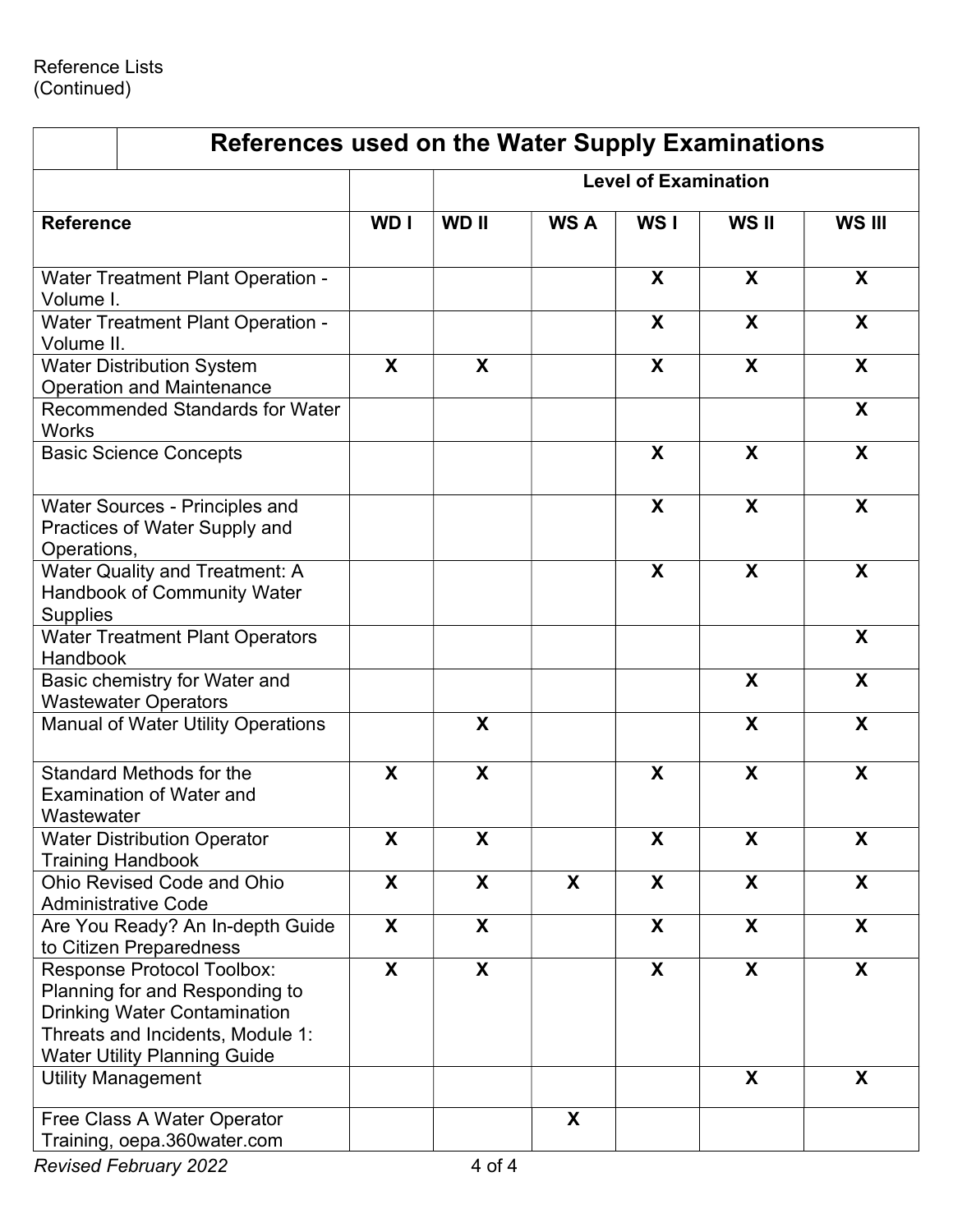Reference Lists
(Continued)

| | References used on the Water Supply Examinations | | | | | |
|---|---|---|---|---|---|---|
| | | Level of Examination | | | | |
| **Reference** | **WD I** | **WD II** | **WS A** | **WS I** | **WS II** | **WS III** |
| Water Treatment Plant Operation - Volume I. | | | | X | X | X |
| Water Treatment Plant Operation - Volume II. | | | | X | X | X |
| Water Distribution System Operation and Maintenance | X | X | | X | X | X |
| Recommended Standards for Water Works | | | | | | X |
| Basic Science Concepts | | | | X | X | X |
| Water Sources - Principles and Practices of Water Supply and Operations, | | | | X | X | X |
| Water Quality and Treatment: A Handbook of Community Water Supplies | | | | X | X | X |
| Water Treatment Plant Operators Handbook | | | | | | X |
| Basic chemistry for Water and Wastewater Operators | | | | | X | X |
| Manual of Water Utility Operations | | X | | | X | X |
| Standard Methods for the Examination of Water and Wastewater | X | X | | X | X | X |
| Water Distribution Operator Training Handbook | X | X | | X | X | X |
| Ohio Revised Code and Ohio Administrative Code | X | X | X | X | X | X |
| Are You Ready? An In-depth Guide to Citizen Preparedness | X | X | | X | X | X |
| Response Protocol Toolbox: Planning for and Responding to Drinking Water Contamination Threats and Incidents, Module 1: Water Utility Planning Guide | X | X | | X | X | X |
| Utility Management | | | | | X | X |
| Free Class A Water Operator Training, oepa.360water.com | | | X | | | |

*Revised February 2022*